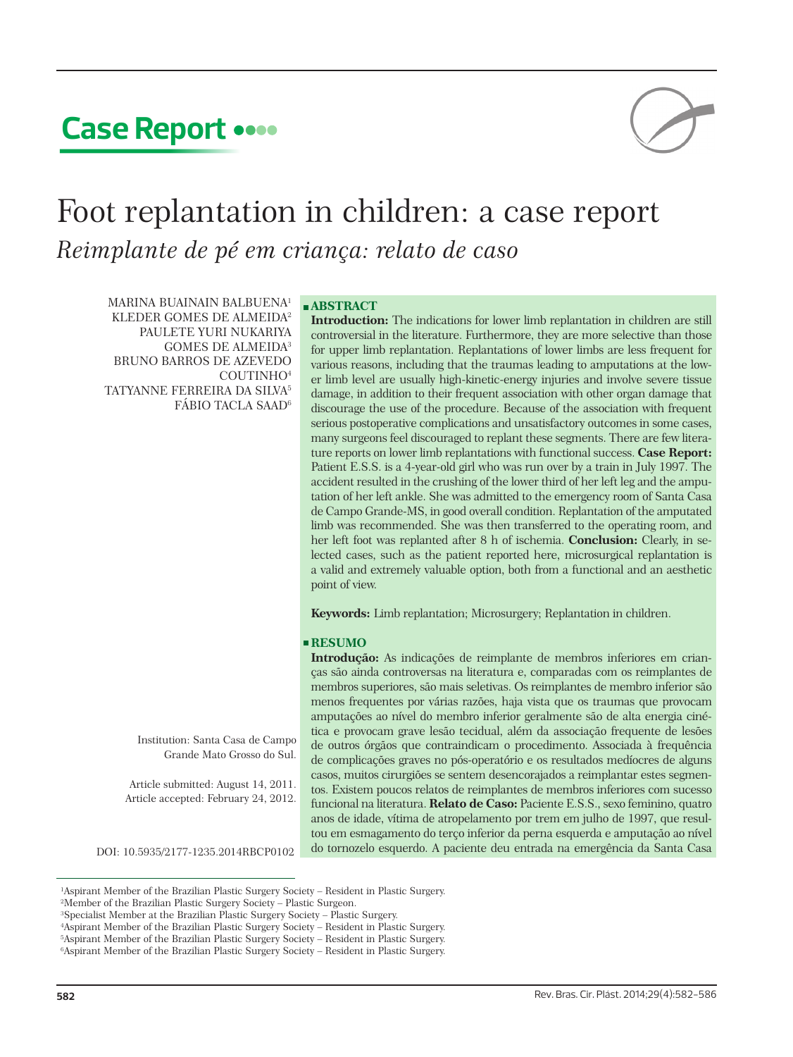**Case Report**

# Foot replantation in children: a case report

*Reimplante de pé em criança: relato de caso*

MARINA BUAINAIN BALBUENA[1]
KLEDER GOMES DE ALMEIDA[2]
PAULETE YURI NUKARIYA GOMES DE ALMEIDA[3]
BRUNO BARROS DE AZEVEDO COUTINHO[4]
TATYANNE FERREIRA DA SILVA[5]
FÁBIO TACLA SAAD[6]

Institution: Santa Casa de Campo Grande Mato Grosso do Sul.

Article submitted: August 14, 2011.
Article accepted: February 24, 2012.

DOI: 10.5935/2177-1235.2014RBCP0102

## ABSTRACT

**Introduction:** The indications for lower limb replantation in children are still controversial in the literature. Furthermore, they are more selective than those for upper limb replantation. Replantations of lower limbs are less frequent for various reasons, including that the traumas leading to amputations at the lower limb level are usually high-kinetic-energy injuries and involve severe tissue damage, in addition to their frequent association with other organ damage that discourage the use of the procedure. Because of the association with frequent serious postoperative complications and unsatisfactory outcomes in some cases, many surgeons feel discouraged to replant these segments. There are few literature reports on lower limb replantations with functional success. **Case Report:** Patient E.S.S. is a 4-year-old girl who was run over by a train in July 1997. The accident resulted in the crushing of the lower third of her left leg and the amputation of her left ankle. She was admitted to the emergency room of Santa Casa de Campo Grande-MS, in good overall condition. Replantation of the amputated limb was recommended. She was then transferred to the operating room, and her left foot was replanted after 8 h of ischemia. **Conclusion:** Clearly, in selected cases, such as the patient reported here, microsurgical replantation is a valid and extremely valuable option, both from a functional and an aesthetic point of view.

**Keywords:** Limb replantation; Microsurgery; Replantation in children.

## RESUMO

**Introdução:** As indicações de reimplante de membros inferiores em crianças são ainda controversas na literatura e, comparadas com os reimplantes de membros superiores, são mais seletivas. Os reimplantes de membro inferior são menos frequentes por várias razões, haja vista que os traumas que provocam amputações ao nível do membro inferior geralmente são de alta energia cinética e provocam grave lesão tecidual, além da associação frequente de lesões de outros órgãos que contraindicam o procedimento. Associada à frequência de complicações graves no pós-operatório e os resultados medíocres de alguns casos, muitos cirurgiões se sentem desencorajados a reimplantar estes segmentos. Existem poucos relatos de reimplantes de membros inferiores com sucesso funcional na literatura. **Relato de Caso:** Paciente E.S.S., sexo feminino, quatro anos de idade, vítima de atropelamento por trem em julho de 1997, que resultou em esmagamento do terço inferior da perna esquerda e amputação ao nível do tornozelo esquerdo. A paciente deu entrada na emergência da Santa Casa

[1]Aspirant Member of the Brazilian Plastic Surgery Society – Resident in Plastic Surgery.
[2]Member of the Brazilian Plastic Surgery Society – Plastic Surgeon.
[3]Specialist Member at the Brazilian Plastic Surgery Society – Plastic Surgery.
[4]Aspirant Member of the Brazilian Plastic Surgery Society – Resident in Plastic Surgery.
[5]Aspirant Member of the Brazilian Plastic Surgery Society – Resident in Plastic Surgery.
[6]Aspirant Member of the Brazilian Plastic Surgery Society – Resident in Plastic Surgery.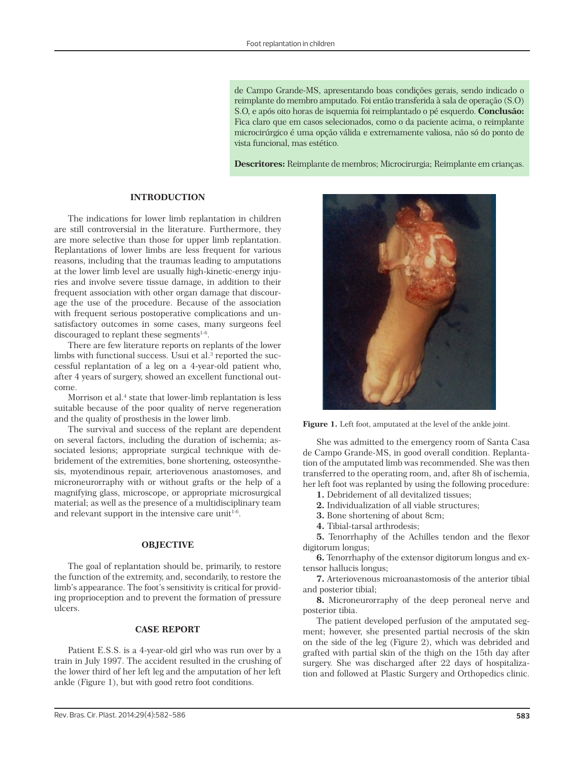de Campo Grande-MS, apresentando boas condições gerais, sendo indicado o reimplante do membro amputado. Foi então transferida à sala de operação (S.O) S.O, e após oito horas de isquemia foi reimplantado o pé esquerdo. **Conclusão:** Fica claro que em casos selecionados, como o da paciente acima, o reimplante microcirúrgico é uma opção válida e extremamente valiosa, não só do ponto de vista funcional, mas estético.

**Descritores:** Reimplante de membros; Microcirurgia; Reimplante em crianças.

## INTRODUCTION

The indications for lower limb replantation in children are still controversial in the literature. Furthermore, they are more selective than those for upper limb replantation. Replantations of lower limbs are less frequent for various reasons, including that the traumas leading to amputations at the lower limb level are usually high-kinetic-energy injuries and involve severe tissue damage, in addition to their frequent association with other organ damage that discourage the use of the procedure. Because of the association with frequent serious postoperative complications and unsatisfactory outcomes in some cases, many surgeons feel discouraged to replant these segments[1-6].

There are few literature reports on replants of the lower limbs with functional success. Usui et al.[3] reported the successful replantation of a leg on a 4-year-old patient who, after 4 years of surgery, showed an excellent functional outcome.

Morrison et al.[4] state that lower-limb replantation is less suitable because of the poor quality of nerve regeneration and the quality of prosthesis in the lower limb.

The survival and success of the replant are dependent on several factors, including the duration of ischemia; associated lesions; appropriate surgical technique with debridement of the extremities, bone shortening, osteosynthesis, myotendinous repair, arteriovenous anastomoses, and microneurorraphy with or without grafts or the help of a magnifying glass, microscope, or appropriate microsurgical material; as well as the presence of a multidisciplinary team and relevant support in the intensive care unit[1-6].

## OBJECTIVE

The goal of replantation should be, primarily, to restore the function of the extremity, and, secondarily, to restore the limb's appearance. The foot's sensitivity is critical for providing proprioception and to prevent the formation of pressure ulcers.

## CASE REPORT

Patient E.S.S. is a 4-year-old girl who was run over by a train in July 1997. The accident resulted in the crushing of the lower third of her left leg and the amputation of her left ankle (Figure 1), but with good retro foot conditions.

**Figure 1.** Left foot, amputated at the level of the ankle joint.

She was admitted to the emergency room of Santa Casa de Campo Grande-MS, in good overall condition. Replantation of the amputated limb was recommended. She was then transferred to the operating room, and, after 8h of ischemia, her left foot was replanted by using the following procedure:

1. Debridement of all devitalized tissues;
2. Individualization of all viable structures;
3. Bone shortening of about 8cm;
4. Tibial-tarsal arthrodesis;
5. Tenorrhaphy of the Achilles tendon and the flexor digitorum longus;
6. Tenorrhaphy of the extensor digitorum longus and extensor hallucis longus;
7. Arteriovenous microanastomosis of the anterior tibial and posterior tibial;
8. Microneurorraphy of the deep peroneal nerve and posterior tibia.

The patient developed perfusion of the amputated segment; however, she presented partial necrosis of the skin on the side of the leg (Figure 2), which was debrided and grafted with partial skin of the thigh on the 15th day after surgery. She was discharged after 22 days of hospitalization and followed at Plastic Surgery and Orthopedics clinic.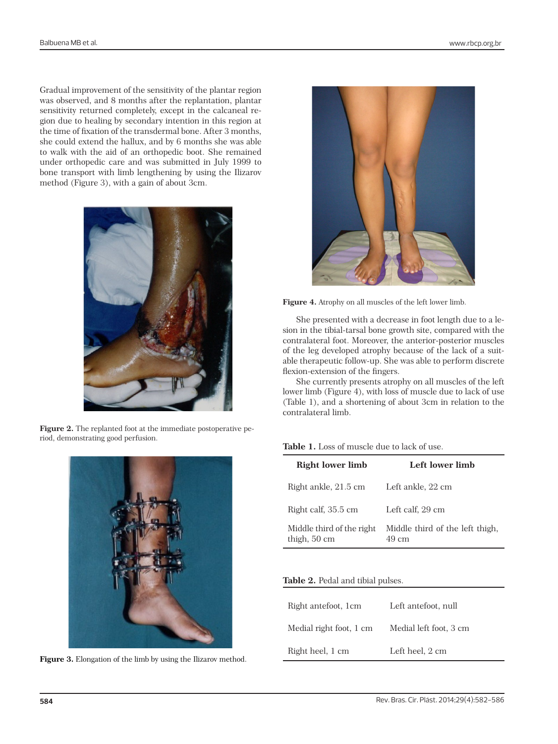Gradual improvement of the sensitivity of the plantar region was observed, and 8 months after the replantation, plantar sensitivity returned completely, except in the calcaneal region due to healing by secondary intention in this region at the time of fixation of the transdermal bone. After 3 months, she could extend the hallux, and by 6 months she was able to walk with the aid of an orthopedic boot. She remained under orthopedic care and was submitted in July 1999 to bone transport with limb lengthening by using the Ilizarov method (Figure 3), with a gain of about 3cm.

**Figure 2.** The replanted foot at the immediate postoperative period, demonstrating good perfusion.

**Figure 3.** Elongation of the limb by using the Ilizarov method.

**Figure 4.** Atrophy on all muscles of the left lower limb.

She presented with a decrease in foot length due to a lesion in the tibial-tarsal bone growth site, compared with the contralateral foot. Moreover, the anterior-posterior muscles of the leg developed atrophy because of the lack of a suitable therapeutic follow-up. She was able to perform discrete flexion-extension of the fingers.

She currently presents atrophy on all muscles of the left lower limb (Figure 4), with loss of muscle due to lack of use (Table 1), and a shortening of about 3cm in relation to the contralateral limb.

**Table 1.** Loss of muscle due to lack of use.

| Right lower limb | Left lower limb |
|---|---|
| Right ankle, 21.5 cm | Left ankle, 22 cm |
| Right calf, 35.5 cm | Left calf, 29 cm |
| Middle third of the right thigh, 50 cm | Middle third of the left thigh, 49 cm |

**Table 2.** Pedal and tibial pulses.

| | |
|---|---|
| Right antefoot, 1cm | Left antefoot, null |
| Medial right foot, 1 cm | Medial left foot, 3 cm |
| Right heel, 1 cm | Left heel, 2 cm |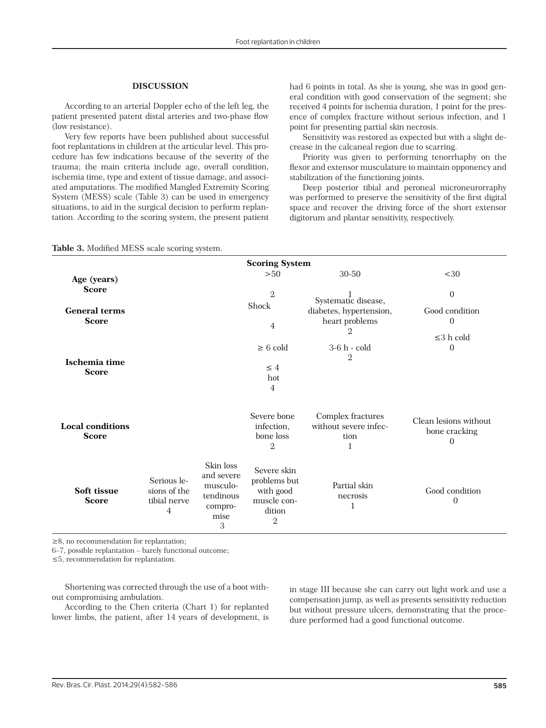## DISCUSSION

According to an arterial Doppler echo of the left leg, the patient presented patent distal arteries and two-phase flow (low resistance).

Very few reports have been published about successful foot replantations in children at the articular level. This procedure has few indications because of the severity of the trauma; the main criteria include age, overall condition, ischemia time, type and extent of tissue damage, and associated amputations. The modified Mangled Extremity Scoring System (MESS) scale (Table 3) can be used in emergency situations, to aid in the surgical decision to perform replantation. According to the scoring system, the present patient had 6 points in total. As she is young, she was in good general condition with good conservation of the segment; she received 4 points for ischemia duration, 1 point for the presence of complex fracture without serious infection, and 1 point for presenting partial skin necrosis.

Sensitivity was restored as expected but with a slight decrease in the calcaneal region due to scarring.

Priority was given to performing tenorrhaphy on the flexor and extensor musculature to maintain opponency and stabilization of the functioning joints.

Deep posterior tibial and peroneal microneurorraphy was performed to preserve the sensitivity of the first digital space and recover the driving force of the short extensor digitorum and plantar sensitivity, respectively.

**Table 3.** Modified MESS scale scoring system.

| Scoring System | | | | | |
|---|---|---|---|---|---|
| **Age (years)** | | | >50 | 30-50 | <30 |
| **Score** | | | 2 | 1 | 0 |
| **General terms** | | | Shock | Systematic disease, diabetes, hypertension, heart problems | Good condition |
| **Score** | | | 4 | 2 | 0 |
| **Ischemia time** | | | ≥ 6 cold | 3-6 h - cold | ≤3 h cold |
| **Score** | | | 4 | 2 | 0 |
| | | | ≤ 4 hot | | |
| | | | 4 | | |
| **Local conditions** | | | Severe bone infection, bone loss | Complex fractures without severe infection | Clean lesions without bone cracking |
| **Score** | | | 2 | 1 | 0 |
| **Soft tissue** | Serious lesions of the tibial nerve | Skin loss and severe musculotendinous compromise | Severe skin problems but with good muscle condition | Partial skin necrosis | Good condition |
| **Score** | 4 | 3 | 2 | 1 | 0 |

≥8, no recommendation for replantation;
6–7, possible replantation – barely functional outcome;
≤5, recommendation for replantation.

Shortening was corrected through the use of a boot without compromising ambulation.

According to the Chen criteria (Chart 1) for replanted lower limbs, the patient, after 14 years of development, is in stage III because she can carry out light work and use a compensation jump, as well as presents sensitivity reduction but without pressure ulcers, demonstrating that the procedure performed had a good functional outcome.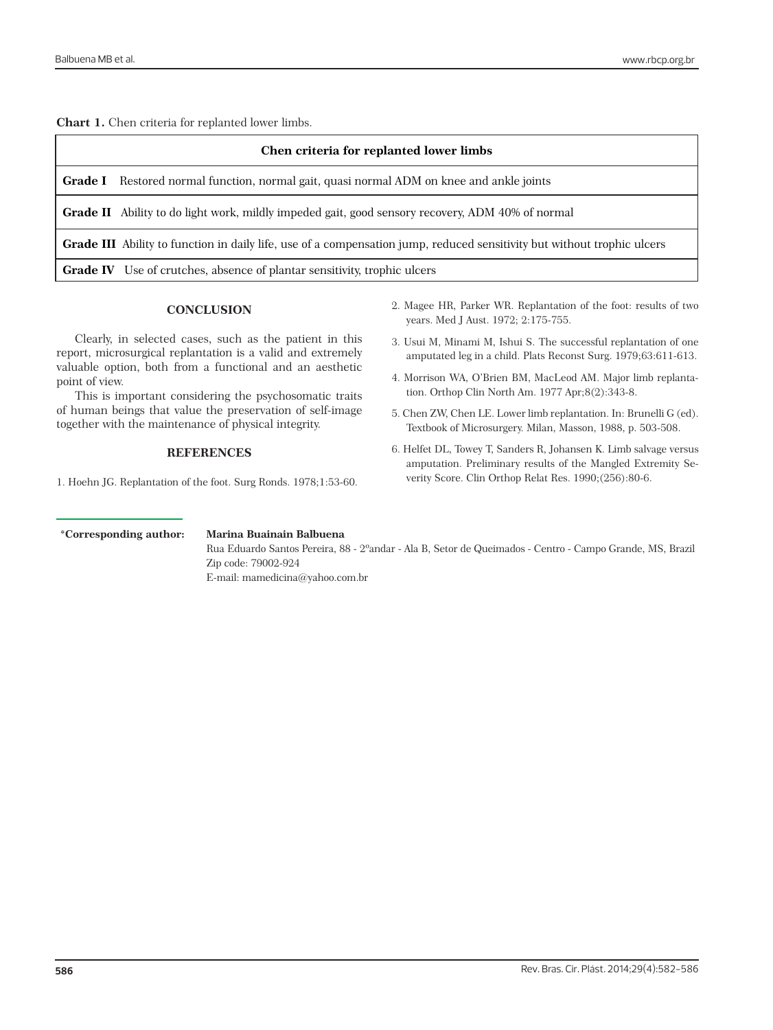**Chart 1.** Chen criteria for replanted lower limbs.

| Chen criteria for replanted lower limbs |
| --- |
| **Grade I** Restored normal function, normal gait, quasi normal ADM on knee and ankle joints |
| **Grade II** Ability to do light work, mildly impeded gait, good sensory recovery, ADM 40% of normal |
| **Grade III** Ability to function in daily life, use of a compensation jump, reduced sensitivity but without trophic ulcers |
| **Grade IV** Use of crutches, absence of plantar sensitivity, trophic ulcers |

## CONCLUSION

Clearly, in selected cases, such as the patient in this report, microsurgical replantation is a valid and extremely valuable option, both from a functional and an aesthetic point of view.

This is important considering the psychosomatic traits of human beings that value the preservation of self-image together with the maintenance of physical integrity.

## REFERENCES

1. Hoehn JG. Replantation of the foot. Surg Ronds. 1978;1:53-60.
2. Magee HR, Parker WR. Replantation of the foot: results of two years. Med J Aust. 1972; 2:175-755.
3. Usui M, Minami M, Ishui S. The successful replantation of one amputated leg in a child. Plats Reconst Surg. 1979;63:611-613.
4. Morrison WA, O'Brien BM, MacLeod AM. Major limb replantation. Orthop Clin North Am. 1977 Apr;8(2):343-8.
5. Chen ZW, Chen LE. Lower limb replantation. In: Brunelli G (ed). Textbook of Microsurgery. Milan, Masson, 1988, p. 503-508.
6. Helfet DL, Towey T, Sanders R, Johansen K. Limb salvage versus amputation. Preliminary results of the Mangled Extremity Severity Score. Clin Orthop Relat Res. 1990;(256):80-6.

**\*Corresponding author:** **Marina Buainain Balbuena**
Rua Eduardo Santos Pereira, 88 - 2ºandar - Ala B, Setor de Queimados - Centro - Campo Grande, MS, Brazil
Zip code: 79002-924
E-mail: mamedicina@yahoo.com.br